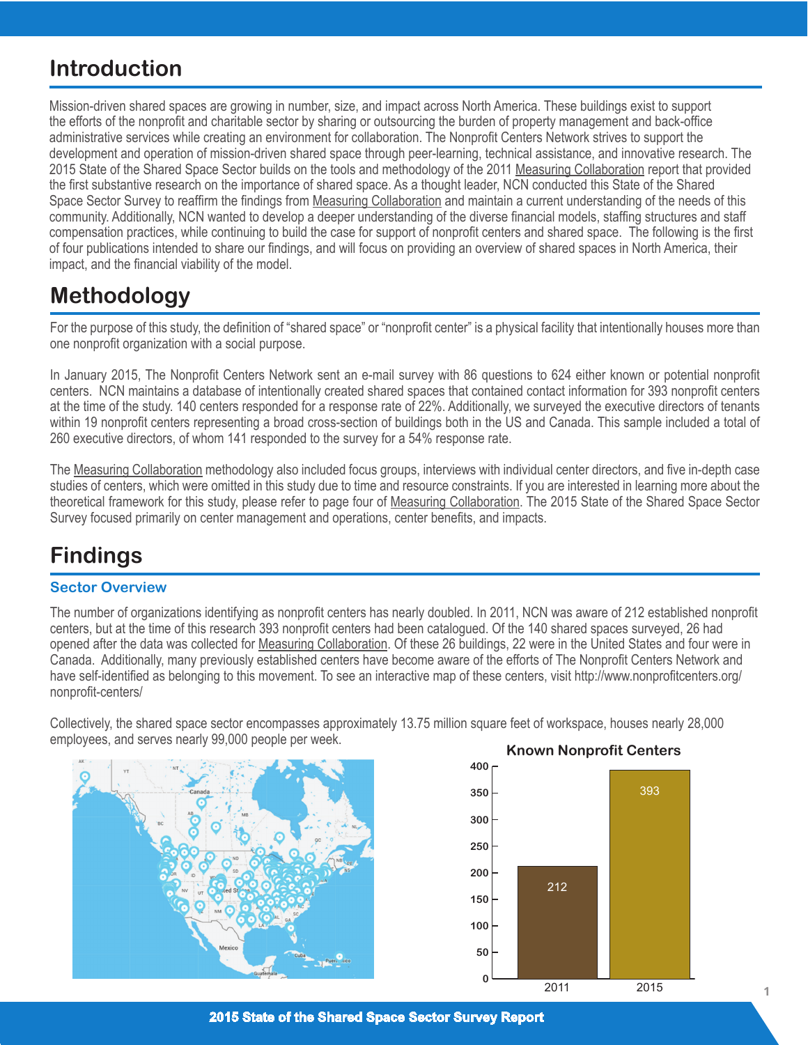# Introduction

Mission-driven shared spaces are growing in number, size, and impact across North America. These buildings exist to support the efforts of the nonprofit and charitable sector by sharing or outsourcing the burden of property management and back-office administrative services while creating an environment for collaboration. The Nonprofit Centers Network strives to support the development and operation of mission-driven shared space through peer-learning, technical assistance, and innovative research. The 2015 State of the Shared Space Sector builds on the tools and methodology of the 2011 Measuring Collaboration report that provided the first substantive research on the importance of shared space. As a thought leader, NCN conducted this State of the Shared Space Sector Survey to reaffirm the findings from Measuring Collaboration and maintain a current understanding of the needs of this community. Additionally, NCN wanted to develop a deeper understanding of the diverse financial models, staffing structures and staff compensation practices, while continuing to build the case for support of nonprofit centers and shared space. The following is the first of four publications intended to share our findings, and will focus on providing an overview of shared spaces in North America, their impact, and the financial viability of the model.

# Methodology

For the purpose of this study, the definition of "shared space" or "nonprofit center" is a physical facility that intentionally houses more than one nonprofit organization with a social purpose.

In January 2015, The Nonprofit Centers Network sent an e-mail survey with 86 questions to 624 either known or potential nonprofit centers. NCN maintains a database of intentionally created shared spaces that contained contact information for 393 nonprofit centers at the time of the study. 140 centers responded for a response rate of 22%. Additionally, we surveyed the executive directors of tenants within 19 nonprofit centers representing a broad cross-section of buildings both in the US and Canada. This sample included a total of 260 executive directors, of whom 141 responded to the survey for a 54% response rate.

The Measuring Collaboration methodology also included focus groups, interviews with individual center directors, and five in-depth case studies of centers, which were omitted in this study due to time and resource constraints. If you are interested in learning more about the theoretical framework for this study, please refer to page four of Measuring Collaboration. The 2015 State of the Shared Space Sector Survey focused primarily on center management and operations, center benefits, and impacts.

# Findings

## Sector Overview

The number of organizations identifying as nonprofit centers has nearly doubled. In 2011, NCN was aware of 212 established nonprofit centers, but at the time of this research 393 nonprofit centers had been catalogued. Of the 140 shared spaces surveyed, 26 had opened after the data was collected for Measuring Collaboration. Of these 26 buildings, 22 were in the United States and four were in Canada. Additionally, many previously established centers have become aware of the efforts of The Nonprofit Centers Network and have self-identified as belonging to this movement. To see an interactive map of these centers, visit http://www.nonprofitcenters.org/nonprofit-centers/

Collectively, the shared space sector encompasses approximately 13.75 million square feet of workspace, houses nearly 28,000 employees, and serves nearly 99,000 people per week.

**Known Nonprofit Centers**

| Year | Known Nonprofit Centers |
|---|---|
| 2011 | 212 |
| 2015 | 393 |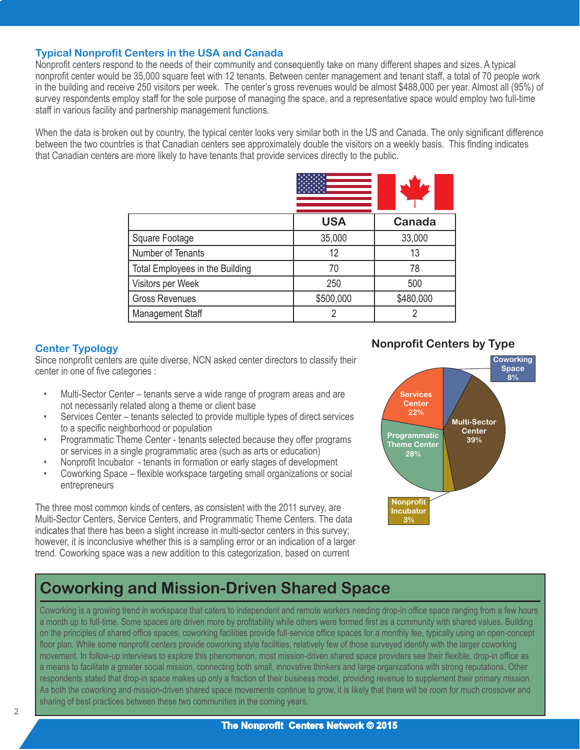## Typical Nonprofit Centers in the USA and Canada

Nonprofit centers respond to the needs of their community and consequently take on many different shapes and sizes. A typical nonprofit center would be 35,000 square feet with 12 tenants. Between center management and tenant staff, a total of 70 people work in the building and receive 250 visitors per week. The center's gross revenues would be almost $488,000 per year. Almost all (95%) of survey respondents employ staff for the sole purpose of managing the space, and a representative space would employ two full-time staff in various facility and partnership management functions.

When the data is broken out by country, the typical center looks very similar both in the US and Canada. The only significant difference between the two countries is that Canadian centers see approximately double the visitors on a weekly basis. This finding indicates that Canadian centers are more likely to have tenants that provide services directly to the public.

| | USA | Canada |
|---|---|---|
| Square Footage | 35,000 | 33,000 |
| Number of Tenants | 12 | 13 |
| Total Employees in the Building | 70 | 78 |
| Visitors per Week | 250 | 500 |
| Gross Revenues | $500,000 | $480,000 |
| Management Staff | 2 | 2 |

## Center Typology

Since nonprofit centers are quite diverse, NCN asked center directors to classify their center in one of five categories :

- Multi-Sector Center – tenants serve a wide range of program areas and are not necessarily related along a theme or client base
- Services Center – tenants selected to provide multiple types of direct services to a specific neighborhood or population
- Programmatic Theme Center - tenants selected because they offer programs or services in a single programmatic area (such as arts or education)
- Nonprofit Incubator - tenants in formation or early stages of development
- Coworking Space – flexible workspace targeting small organizations or social entrepreneurs

The three most common kinds of centers, as consistent with the 2011 survey, are Multi-Sector Centers, Service Centers, and Programmatic Theme Centers. The data indicates that there has been a slight increase in multi-sector centers in this survey; however, it is inconclusive whether this is a sampling error or an indication of a larger trend. Coworking space was a new addition to this categorization, based on current

### Nonprofit Centers by Type

| Type | Percentage |
|---|---|
| Multi-Sector Center | 39% |
| Programmatic Theme Center | 28% |
| Services Center | 22% |
| Coworking Space | 8% |
| Nonprofit Incubator | 3% |

## Coworking and Mission-Driven Shared Space

Coworking is a growing trend in workspace that caters to independent and remote workers needing drop-in office space ranging from a few hours a month up to full-time. Some spaces are driven more by profitability while others were formed first as a community with shared values. Building on the principles of shared office spaces, coworking facilities provide full-service office spaces for a monthly fee, typically using an open-concept floor plan. While some nonprofit centers provide coworking style facilities, relatively few of those surveyed identify with the larger coworking movement. In follow-up interviews to explore this phenomenon, most mission-driven shared space providers see their flexible, drop-in office as a means to facilitate a greater social mission, connecting both small, innovative thinkers and large organizations with strong reputations. Other respondents stated that drop-in space makes up only a fraction of their business model, providing revenue to supplement their primary mission. As both the coworking and mission-driven shared space movements continue to grow, it is likely that there will be room for much crossover and sharing of best practices between these two communities in the coming years.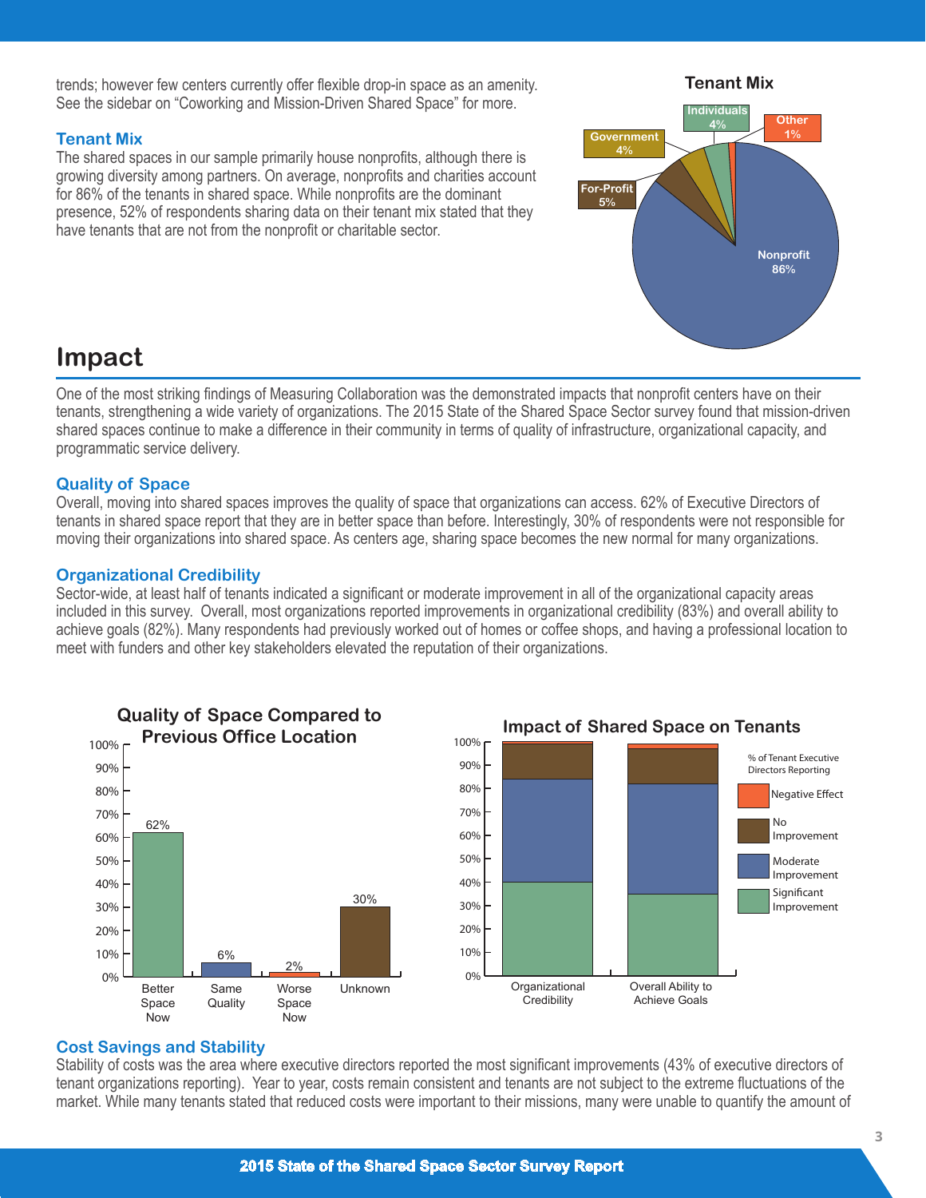trends; however few centers currently offer flexible drop-in space as an amenity. See the sidebar on "Coworking and Mission-Driven Shared Space" for more.

### Tenant Mix

The shared spaces in our sample primarily house nonprofits, although there is growing diversity among partners. On average, nonprofits and charities account for 86% of the tenants in shared space. While nonprofits are the dominant presence, 52% of respondents sharing data on their tenant mix stated that they have tenants that are not from the nonprofit or charitable sector.

**Tenant Mix**

| Category | Share |
|---|---|
| Nonprofit | 86% |
| For-Profit | 5% |
| Government | 4% |
| Individuals | 4% |
| Other | 1% |

## Impact

One of the most striking findings of Measuring Collaboration was the demonstrated impacts that nonprofit centers have on their tenants, strengthening a wide variety of organizations. The 2015 State of the Shared Space Sector survey found that mission-driven shared spaces continue to make a difference in their community in terms of quality of infrastructure, organizational capacity, and programmatic service delivery.

### Quality of Space

Overall, moving into shared spaces improves the quality of space that organizations can access. 62% of Executive Directors of tenants in shared space report that they are in better space than before. Interestingly, 30% of respondents were not responsible for moving their organizations into shared space. As centers age, sharing space becomes the new normal for many organizations.

### Organizational Credibility

Sector-wide, at least half of tenants indicated a significant or moderate improvement in all of the organizational capacity areas included in this survey. Overall, most organizations reported improvements in organizational credibility (83%) and overall ability to achieve goals (82%). Many respondents had previously worked out of homes or coffee shops, and having a professional location to meet with funders and other key stakeholders elevated the reputation of their organizations.

**Quality of Space Compared to Previous Office Location**

| Better Space Now | Same Quality | Worse Space Now | Unknown |
|---|---|---|---|
| 62% | 6% | 2% | 30% |

**Impact of Shared Space on Tenants**

% of Tenant Executive Directors Reporting: Negative Effect; No Improvement; Moderate Improvement; Significant Improvement

Categories: Organizational Credibility; Overall Ability to Achieve Goals

### Cost Savings and Stability

Stability of costs was the area where executive directors reported the most significant improvements (43% of executive directors of tenant organizations reporting). Year to year, costs remain consistent and tenants are not subject to the extreme fluctuations of the market. While many tenants stated that reduced costs were important to their missions, many were unable to quantify the amount of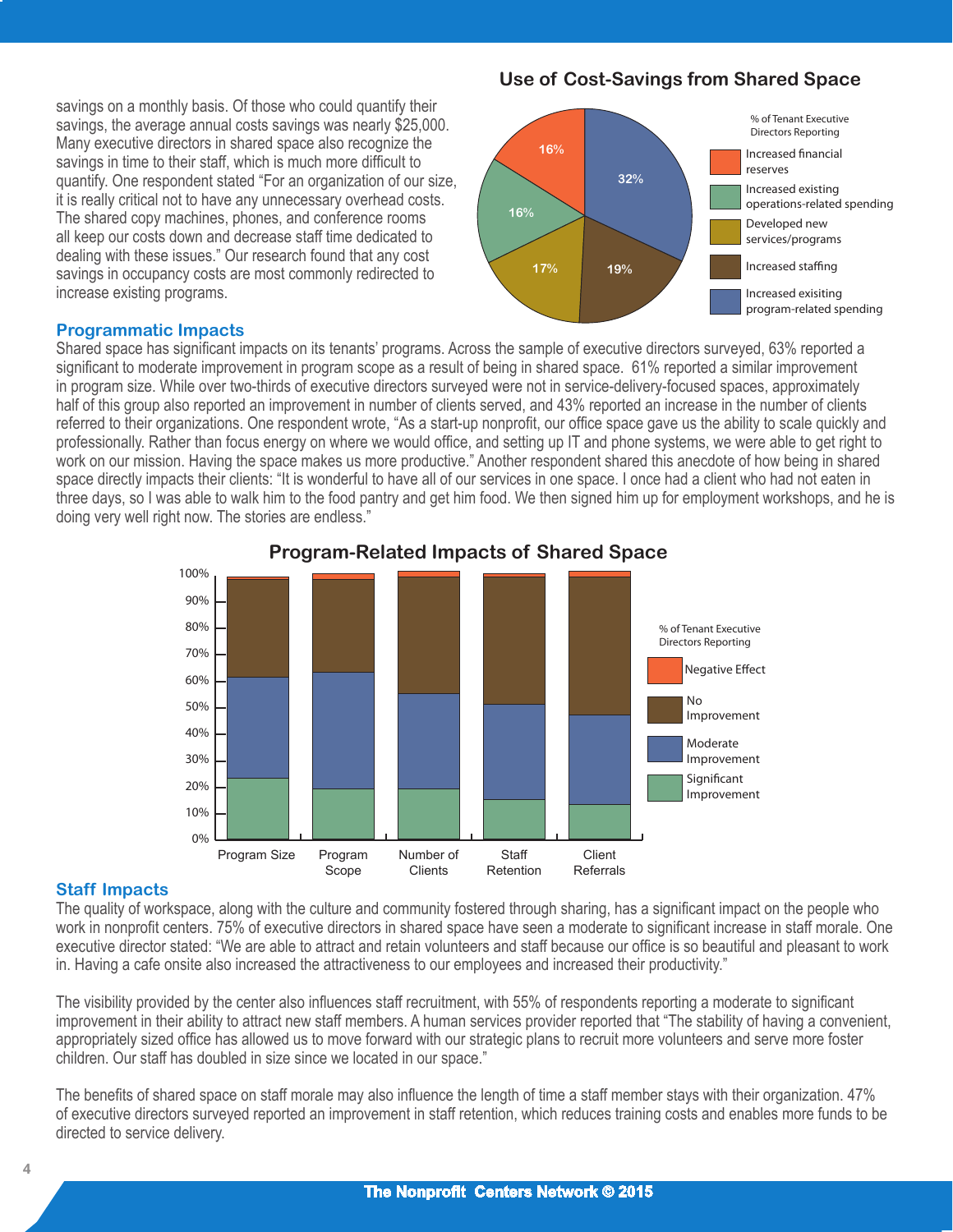savings on a monthly basis. Of those who could quantify their savings, the average annual costs savings was nearly $25,000. Many executive directors in shared space also recognize the savings in time to their staff, which is much more difficult to quantify. One respondent stated "For an organization of our size, it is really critical not to have any unnecessary overhead costs. The shared copy machines, phones, and conference rooms all keep our costs down and decrease staff time dedicated to dealing with these issues." Our research found that any cost savings in occupancy costs are most commonly redirected to increase existing programs.

**Use of Cost-Savings from Shared Space**

% of Tenant Executive Directors Reporting

| Use | % |
|---|---|
| Increased exisiting program-related spending | 32% |
| Increased staffing | 19% |
| Developed new services/programs | 17% |
| Increased existing operations-related spending | 16% |
| Increased financial reserves | 16% |

## Programmatic Impacts

Shared space has significant impacts on its tenants' programs. Across the sample of executive directors surveyed, 63% reported a significant to moderate improvement in program scope as a result of being in shared space. 61% reported a similar improvement in program size. While over two-thirds of executive directors surveyed were not in service-delivery-focused spaces, approximately half of this group also reported an improvement in number of clients served, and 43% reported an increase in the number of clients referred to their organizations. One respondent wrote, "As a start-up nonprofit, our office space gave us the ability to scale quickly and professionally. Rather than focus energy on where we would office, and setting up IT and phone systems, we were able to get right to work on our mission. Having the space makes us more productive." Another respondent shared this anecdote of how being in shared space directly impacts their clients: "It is wonderful to have all of our services in one space. I once had a client who had not eaten in three days, so I was able to walk him to the food pantry and get him food. We then signed him up for employment workshops, and he is doing very well right now. The stories are endless."

**Program-Related Impacts of Shared Space**

% of Tenant Executive Directors Reporting. Categories: Program Size, Program Scope, Number of Clients, Staff Retention, Client Referrals. Legend: Negative Effect, No Improvement, Moderate Improvement, Significant Improvement.

## Staff Impacts

The quality of workspace, along with the culture and community fostered through sharing, has a significant impact on the people who work in nonprofit centers. 75% of executive directors in shared space have seen a moderate to significant increase in staff morale. One executive director stated: "We are able to attract and retain volunteers and staff because our office is so beautiful and pleasant to work in. Having a cafe onsite also increased the attractiveness to our employees and increased their productivity."

The visibility provided by the center also influences staff recruitment, with 55% of respondents reporting a moderate to significant improvement in their ability to attract new staff members. A human services provider reported that "The stability of having a convenient, appropriately sized office has allowed us to move forward with our strategic plans to recruit more volunteers and serve more foster children. Our staff has doubled in size since we located in our space."

The benefits of shared space on staff morale may also influence the length of time a staff member stays with their organization. 47% of executive directors surveyed reported an improvement in staff retention, which reduces training costs and enables more funds to be directed to service delivery.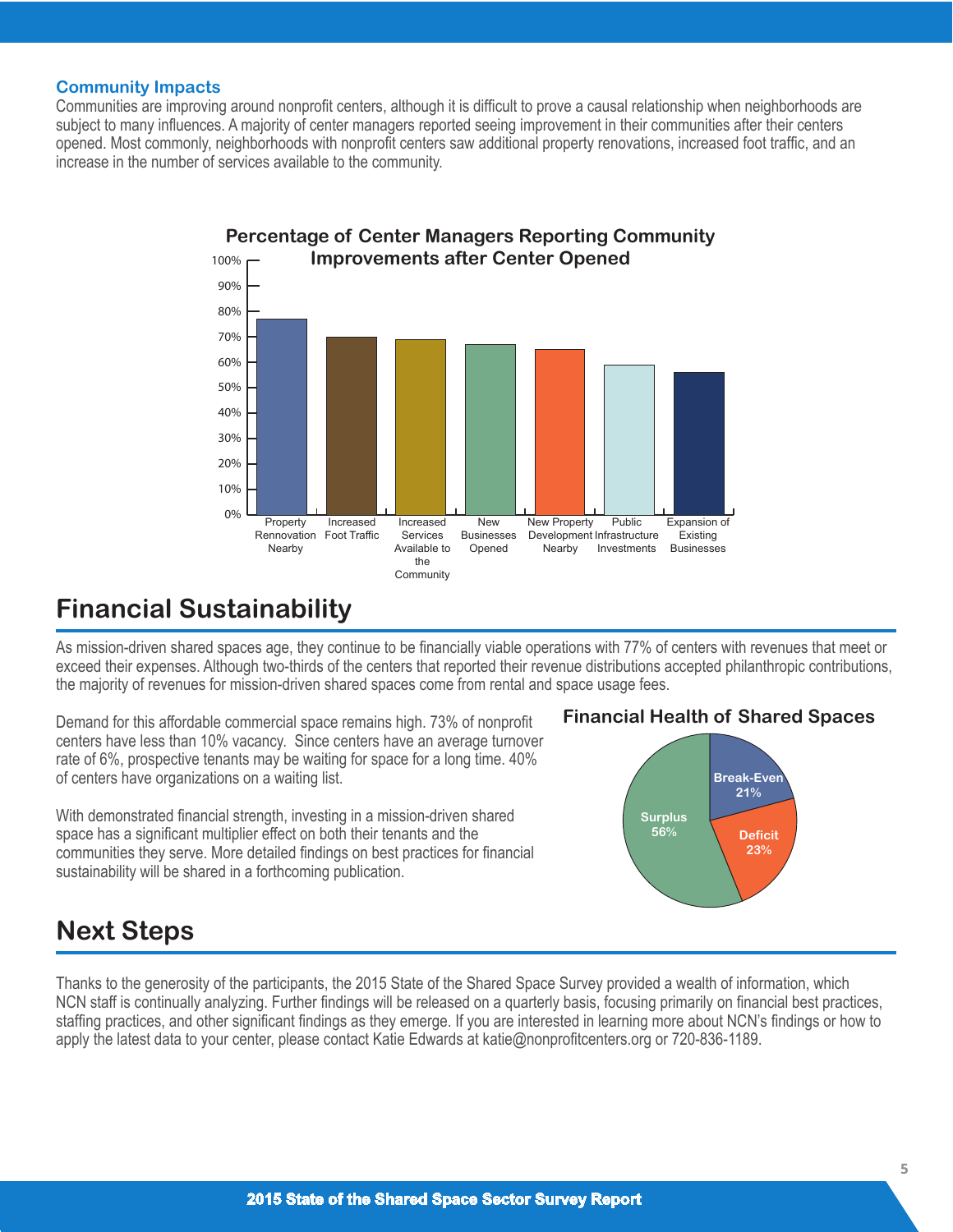### Community Impacts

Communities are improving around nonprofit centers, although it is difficult to prove a causal relationship when neighborhoods are subject to many influences. A majority of center managers reported seeing improvement in their communities after their centers opened. Most commonly, neighborhoods with nonprofit centers saw additional property renovations, increased foot traffic, and an increase in the number of services available to the community.

**Percentage of Center Managers Reporting Community Improvements after Center Opened**

100%
90%
80%
70%
60%
50%
40%
30%
20%
10%
0%

Property Rennovation Nearby
Increased Foot Traffic
Increased Services Available to the Community
New Businesses Opened
New Property Development Nearby
Public Infrastructure Investments
Expansion of Existing Businesses

## Financial Sustainability

As mission-driven shared spaces age, they continue to be financially viable operations with 77% of centers with revenues that meet or exceed their expenses. Although two-thirds of the centers that reported their revenue distributions accepted philanthropic contributions, the majority of revenues for mission-driven shared spaces come from rental and space usage fees.

Demand for this affordable commercial space remains high. 73% of nonprofit centers have less than 10% vacancy. Since centers have an average turnover rate of 6%, prospective tenants may be waiting for space for a long time. 40% of centers have organizations on a waiting list.

With demonstrated financial strength, investing in a mission-driven shared space has a significant multiplier effect on both their tenants and the communities they serve. More detailed findings on best practices for financial sustainability will be shared in a forthcoming publication.

**Financial Health of Shared Spaces**

Break-Even 21%
Deficit 23%
Surplus 56%

## Next Steps

Thanks to the generosity of the participants, the 2015 State of the Shared Space Survey provided a wealth of information, which NCN staff is continually analyzing. Further findings will be released on a quarterly basis, focusing primarily on financial best practices, staffing practices, and other significant findings as they emerge. If you are interested in learning more about NCN's findings or how to apply the latest data to your center, please contact Katie Edwards at katie@nonprofitcenters.org or 720-836-1189.